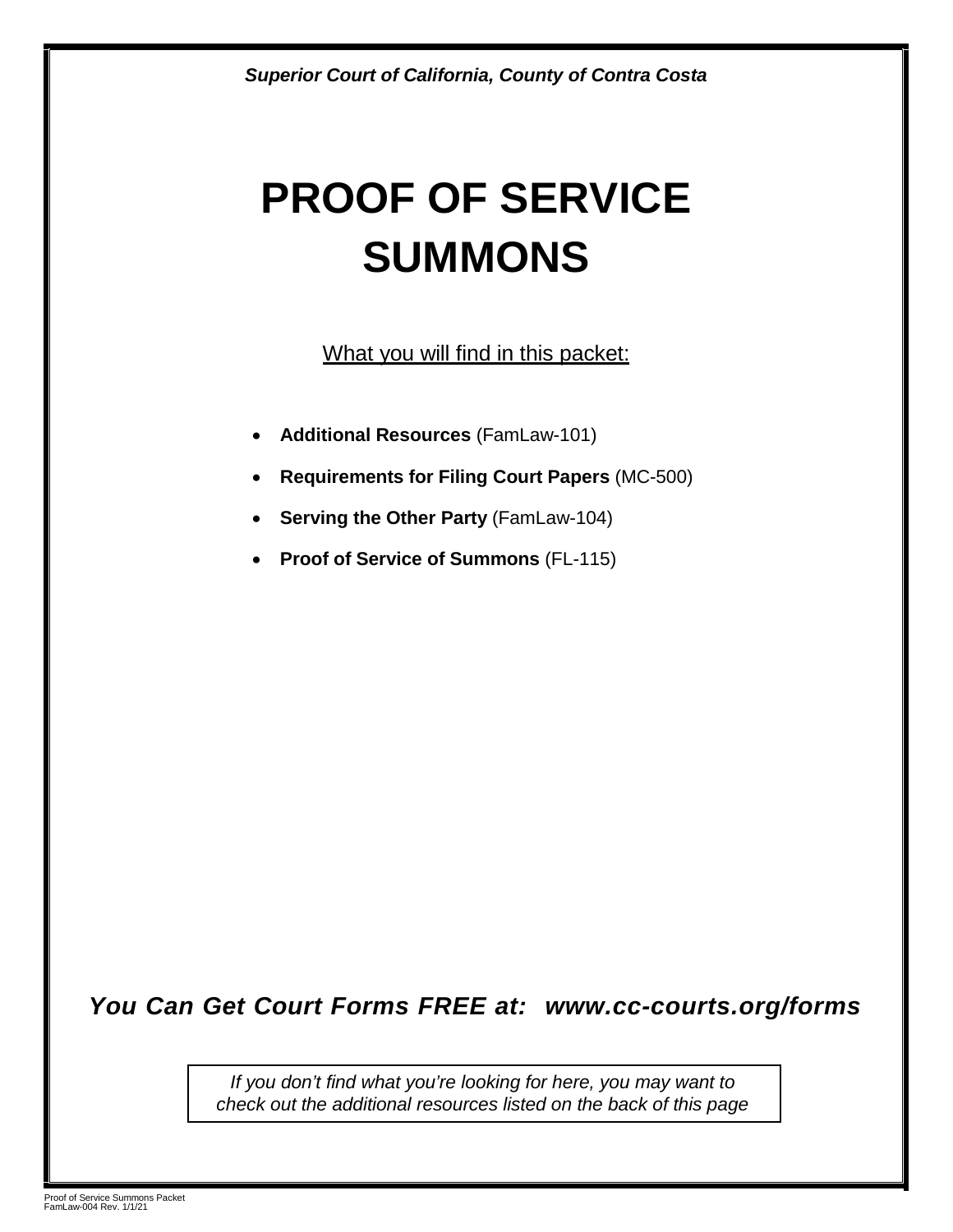*Superior Court of California, County of Contra Costa*

# PROOF OF SERVICE SUMMONS

What you will find in this packet:

- **Additional Resources** (FamLaw-101)
- **Requirements for Filing Court Papers** (MC-500)
- **Serving the Other Party** (FamLaw-104)
- **Proof of Service of Summons** (FL-115)

***You Can Get Court Forms FREE at: www.cc-courts.org/forms***

*If you don't find what you're looking for here, you may want to check out the additional resources listed on the back of this page*

Proof of Service Summons Packet
FamLaw-004 Rev. 1/1/21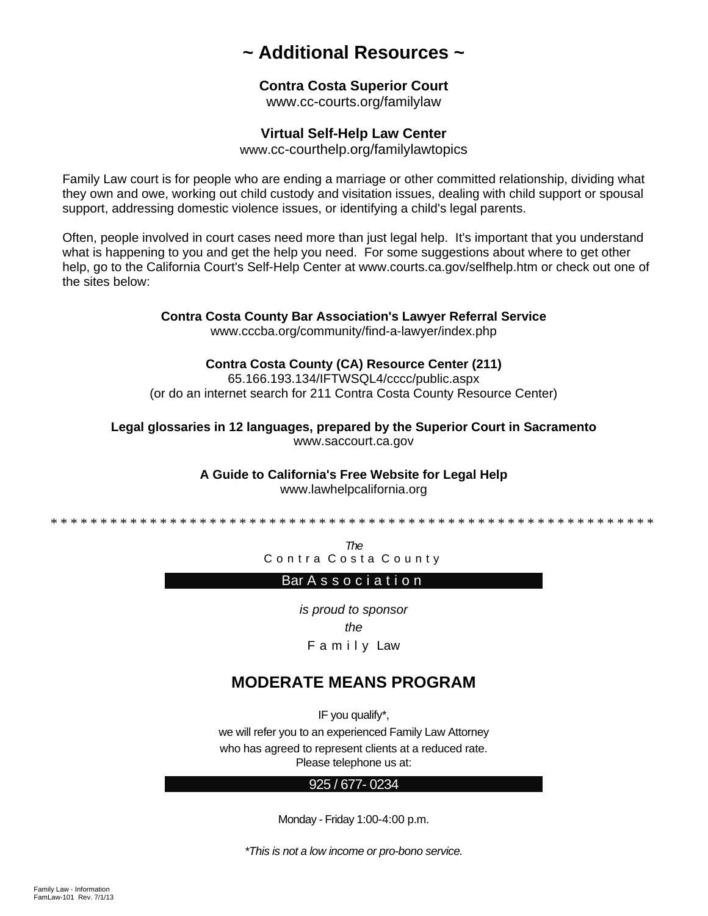# ~ Additional Resources ~

**Contra Costa Superior Court**
www.cc-courts.org/familylaw

**Virtual Self-Help Law Center**
www.cc-courthelp.org/familylawtopics

Family Law court is for people who are ending a marriage or other committed relationship, dividing what they own and owe, working out child custody and visitation issues, dealing with child support or spousal support, addressing domestic violence issues, or identifying a child's legal parents.

Often, people involved in court cases need more than just legal help. It's important that you understand what is happening to you and get the help you need. For some suggestions about where to get other help, go to the California Court's Self-Help Center at www.courts.ca.gov/selfhelp.htm or check out one of the sites below:

**Contra Costa County Bar Association's Lawyer Referral Service**
www.cccba.org/community/find-a-lawyer/index.php

**Contra Costa County (CA) Resource Center (211)**
65.166.193.134/IFTWSQL4/cccc/public.aspx
(or do an internet search for 211 Contra Costa County Resource Center)

**Legal glossaries in 12 languages, prepared by the Superior Court in Sacramento**
www.saccourt.ca.gov

**A Guide to California's Free Website for Legal Help**
www.lawhelpcalifornia.org

* * * * * * * * * * * * * * * * * * * * * * * * * * * * * * * * * * * * * * * * * * * * * * * * * * * * * * * * * * * * * *

*The*
Contra Costa County
Bar Association

*is proud to sponsor*
*the*
Family Law

## MODERATE MEANS PROGRAM

IF you qualify*,
we will refer you to an experienced Family Law Attorney
who has agreed to represent clients at a reduced rate.
Please telephone us at:

925 / 677- 0234

Monday - Friday 1:00-4:00 p.m.

*\*This is not a low income or pro-bono service.*

Family Law - Information
FamLaw-101 Rev. 7/1/13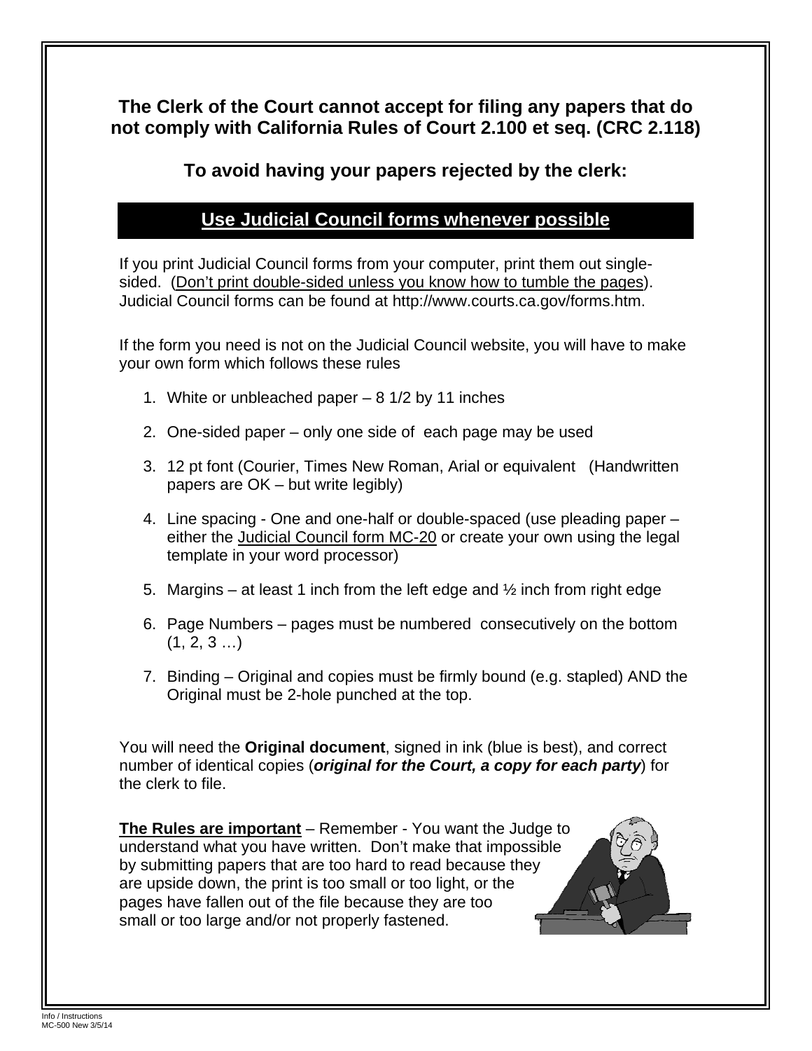**The Clerk of the Court cannot accept for filing any papers that do not comply with California Rules of Court 2.100 et seq. (CRC 2.118)**

**To avoid having your papers rejected by the clerk:**

## Use Judicial Council forms whenever possible

If you print Judicial Council forms from your computer, print them out single-sided. (Don't print double-sided unless you know how to tumble the pages). Judicial Council forms can be found at http://www.courts.ca.gov/forms.htm.

If the form you need is not on the Judicial Council website, you will have to make your own form which follows these rules

1. White or unbleached paper – 8 1/2 by 11 inches
2. One-sided paper – only one side of each page may be used
3. 12 pt font (Courier, Times New Roman, Arial or equivalent (Handwritten papers are OK – but write legibly)
4. Line spacing - One and one-half or double-spaced (use pleading paper – either the Judicial Council form MC-20 or create your own using the legal template in your word processor)
5. Margins – at least 1 inch from the left edge and ½ inch from right edge
6. Page Numbers – pages must be numbered consecutively on the bottom (1, 2, 3 …)
7. Binding – Original and copies must be firmly bound (e.g. stapled) AND the Original must be 2-hole punched at the top.

You will need the **Original document**, signed in ink (blue is best), and correct number of identical copies (***original for the Court, a copy for each party***) for the clerk to file.

**The Rules are important** – Remember - You want the Judge to understand what you have written. Don't make that impossible by submitting papers that are too hard to read because they are upside down, the print is too small or too light, or the pages have fallen out of the file because they are too small or too large and/or not properly fastened.

Info / Instructions
MC-500 New 3/5/14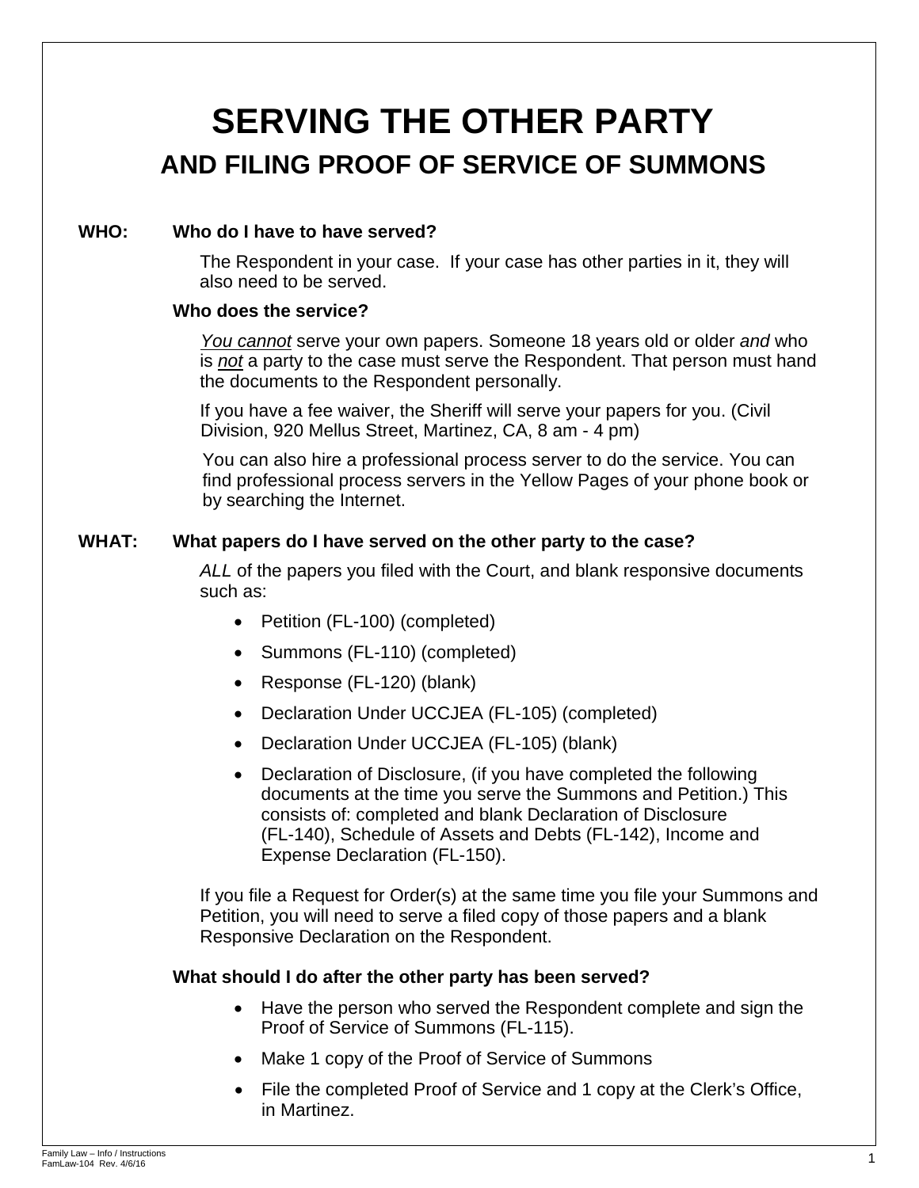# SERVING THE OTHER PARTY

## AND FILING PROOF OF SERVICE OF SUMMONS

**WHO: Who do I have to have served?**

The Respondent in your case. If your case has other parties in it, they will also need to be served.

**Who does the service?**

*You cannot* serve your own papers. Someone 18 years old or older *and* who is *not* a party to the case must serve the Respondent. That person must hand the documents to the Respondent personally.

If you have a fee waiver, the Sheriff will serve your papers for you. (Civil Division, 920 Mellus Street, Martinez, CA, 8 am - 4 pm)

You can also hire a professional process server to do the service. You can find professional process servers in the Yellow Pages of your phone book or by searching the Internet.

**WHAT: What papers do I have served on the other party to the case?**

*ALL* of the papers you filed with the Court, and blank responsive documents such as:

- Petition (FL-100) (completed)
- Summons (FL-110) (completed)
- Response (FL-120) (blank)
- Declaration Under UCCJEA (FL-105) (completed)
- Declaration Under UCCJEA (FL-105) (blank)
- Declaration of Disclosure, (if you have completed the following documents at the time you serve the Summons and Petition.) This consists of: completed and blank Declaration of Disclosure (FL-140), Schedule of Assets and Debts (FL-142), Income and Expense Declaration (FL-150).

If you file a Request for Order(s) at the same time you file your Summons and Petition, you will need to serve a filed copy of those papers and a blank Responsive Declaration on the Respondent.

**What should I do after the other party has been served?**

- Have the person who served the Respondent complete and sign the Proof of Service of Summons (FL-115).
- Make 1 copy of the Proof of Service of Summons
- File the completed Proof of Service and 1 copy at the Clerk's Office, in Martinez.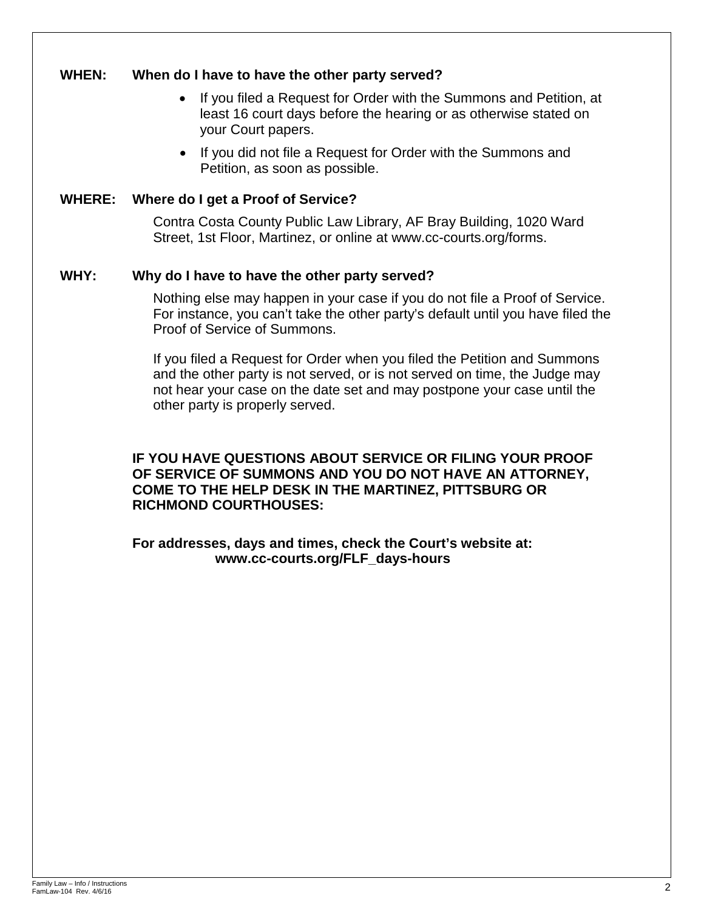**WHEN: When do I have to have the other party served?**

- If you filed a Request for Order with the Summons and Petition, at least 16 court days before the hearing or as otherwise stated on your Court papers.
- If you did not file a Request for Order with the Summons and Petition, as soon as possible.

**WHERE: Where do I get a Proof of Service?**

Contra Costa County Public Law Library, AF Bray Building, 1020 Ward Street, 1st Floor, Martinez, or online at www.cc-courts.org/forms.

**WHY: Why do I have to have the other party served?**

Nothing else may happen in your case if you do not file a Proof of Service. For instance, you can't take the other party's default until you have filed the Proof of Service of Summons.

If you filed a Request for Order when you filed the Petition and Summons and the other party is not served, or is not served on time, the Judge may not hear your case on the date set and may postpone your case until the other party is properly served.

**IF YOU HAVE QUESTIONS ABOUT SERVICE OR FILING YOUR PROOF OF SERVICE OF SUMMONS AND YOU DO NOT HAVE AN ATTORNEY, COME TO THE HELP DESK IN THE MARTINEZ, PITTSBURG OR RICHMOND COURTHOUSES:**

**For addresses, days and times, check the Court's website at: www.cc-courts.org/FLF_days-hours**

Family Law – Info / Instructions
FamLaw-104 Rev. 4/6/16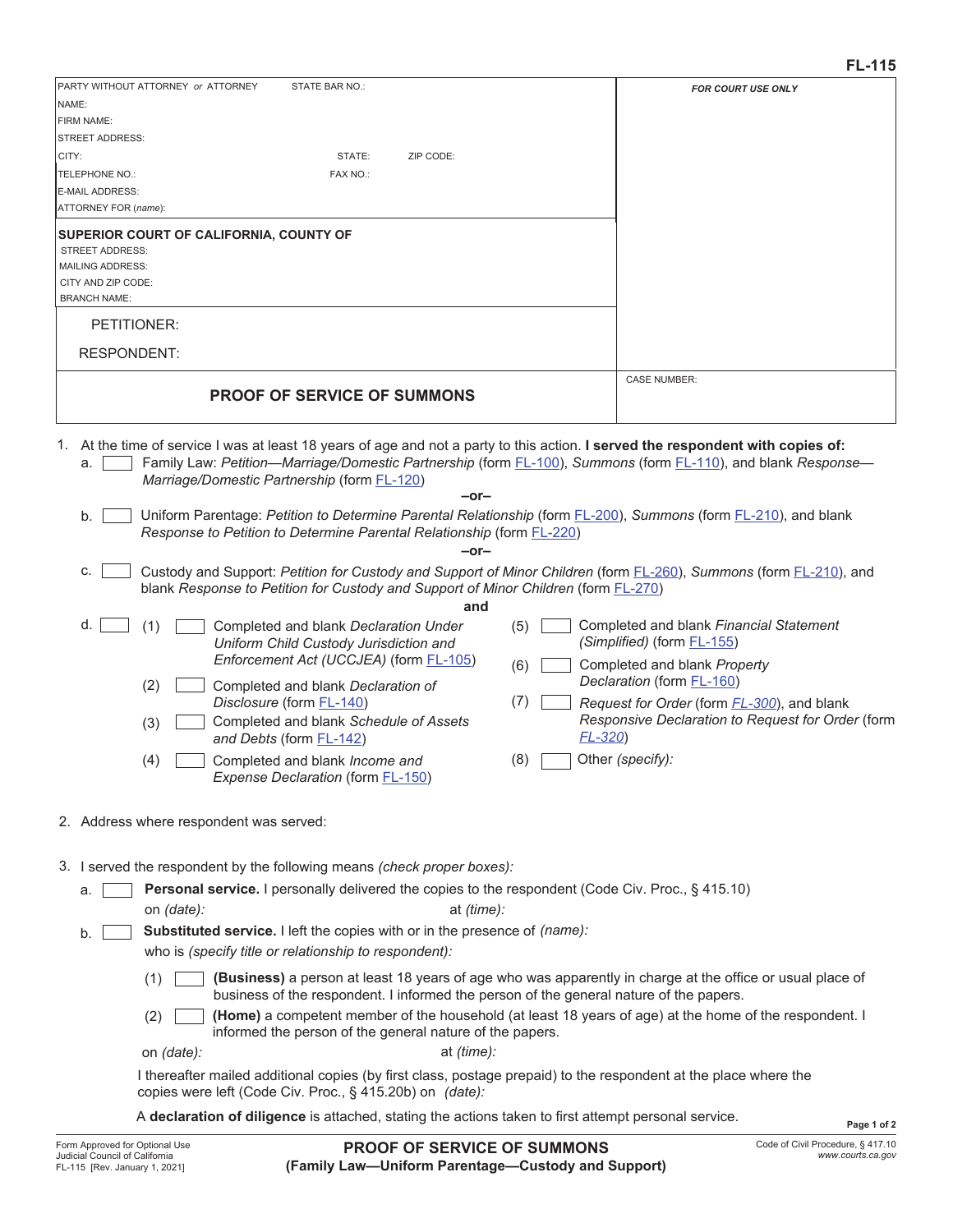FL-115

| PARTY WITHOUT ATTORNEY *or* ATTORNEY STATE BAR NO.: | FOR COURT USE ONLY |
|---|---|
| NAME: | |
| FIRM NAME: | |
| STREET ADDRESS: | |
| CITY: STATE: ZIP CODE: | |
| TELEPHONE NO.: FAX NO.: | |
| E-MAIL ADDRESS: | |
| ATTORNEY FOR *(name)*: | |
| **SUPERIOR COURT OF CALIFORNIA, COUNTY OF** | |
| STREET ADDRESS: | |
| MAILING ADDRESS: | |
| CITY AND ZIP CODE: | |
| BRANCH NAME: | |
| PETITIONER: | |
| RESPONDENT: | |
| **PROOF OF SERVICE OF SUMMONS** | CASE NUMBER: |

1. At the time of service I was at least 18 years of age and not a party to this action. **I served the respondent with copies of:**
   a. ☐ Family Law: *Petition—Marriage/Domestic Partnership* (form FL-100), *Summons* (form FL-110), and blank *Response—Marriage/Domestic Partnership* (form FL-120)

   –or–

   b. ☐ Uniform Parentage: *Petition to Determine Parental Relationship* (form FL-200), *Summons* (form FL-210), and blank *Response to Petition to Determine Parental Relationship* (form FL-220)

   –or–

   c. ☐ Custody and Support: *Petition for Custody and Support of Minor Children* (form FL-260), *Summons* (form FL-210), and blank *Response to Petition for Custody and Support of Minor Children* (form FL-270)

   **and**

   d. ☐ (1) ☐ Completed and blank *Declaration Under Uniform Child Custody Jurisdiction and Enforcement Act (UCCJEA)* (form FL-105)
   (2) ☐ Completed and blank *Declaration of Disclosure* (form FL-140)
   (3) ☐ Completed and blank *Schedule of Assets and Debts* (form FL-142)
   (4) ☐ Completed and blank *Income and Expense Declaration* (form FL-150)
   (5) ☐ Completed and blank *Financial Statement (Simplified)* (form FL-155)
   (6) ☐ Completed and blank *Property Declaration* (form FL-160)
   (7) ☐ *Request for Order* (form *FL-300*), and blank *Responsive Declaration to Request for Order* (form *FL-320*)
   (8) ☐ Other *(specify)*:

2. Address where respondent was served:

3. I served the respondent by the following means *(check proper boxes)*:
   a. ☐ **Personal service.** I personally delivered the copies to the respondent (Code Civ. Proc., § 415.10)
   on *(date)*: at *(time)*:

   b. ☐ **Substituted service.** I left the copies with or in the presence of *(name)*:
   who is *(specify title or relationship to respondent)*:
   (1) ☐ **(Business)** a person at least 18 years of age who was apparently in charge at the office or usual place of business of the respondent. I informed the person of the general nature of the papers.
   (2) ☐ **(Home)** a competent member of the household (at least 18 years of age) at the home of the respondent. I informed the person of the general nature of the papers.

   on *(date)*: at *(time)*:

   I thereafter mailed additional copies (by first class, postage prepaid) to the respondent at the place where the copies were left (Code Civ. Proc., § 415.20b) on *(date)*:

   A **declaration of diligence** is attached, stating the actions taken to first attempt personal service.

Form Approved for Optional Use
Judicial Council of California
FL-115 [Rev. January 1, 2021]

**PROOF OF SERVICE OF SUMMONS**
**(Family Law—Uniform Parentage—Custody and Support)**

Code of Civil Procedure, § 417.10
*www.courts.ca.gov*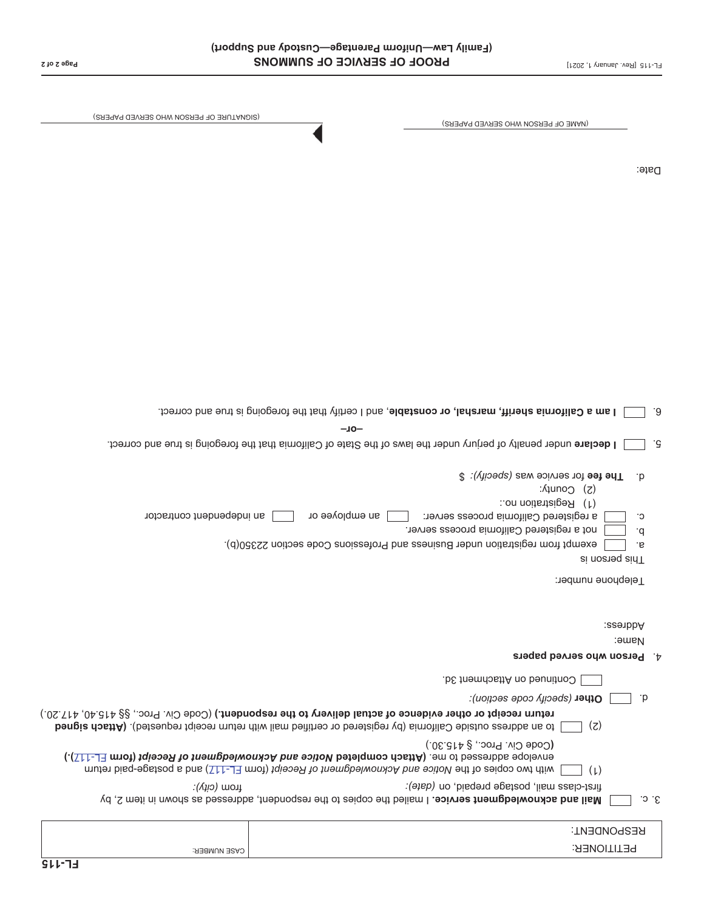**FL-115**

| | |
|---|---|
| PETITIONER:<br>RESPONDENT: | CASE NUMBER: |

3. c. ☐ **Mail and acknowledgment service.** I mailed the copies to the respondent, addressed as shown in item 2, by first-class mail, postage prepaid, on *(date):* from *(city):*

   (1) ☐ with two copies of the *Notice and Acknowledgment of Receipt* (form FL-117) and a postage-paid return envelope addressed to me. **(Attach completed *Notice and Acknowledgment of Receipt* (form FL-117).)** (Code Civ. Proc., § 415.30.)

   (2) ☐ to an address outside California (by registered or certified mail with return receipt requested). **(Attach signed return receipt or other evidence of actual delivery to the respondent.)** (Code Civ. Proc., §§ 415.40, 417.20.)

   d. ☐ **Other** *(specify code section):*

   ☐ Continued on Attachment 3d.

4. **Person who served papers**

   Name:

   Address:

   Telephone number:

   This person is

   a. ☐ exempt from registration under Business and Professions Code section 22350(b).

   b. ☐ not a registered California process server.

   c. ☐ a registered California process server: ☐ an employee or ☐ an independent contractor

      (1) Registration no.:

      (2) County:

   d. **The fee** for service was *(specify):* $

5. ☐ **I declare** under penalty of perjury under the laws of the State of California that the foregoing is true and correct.

**—or—**

6. ☐ **I am a California sheriff, marshal, or constable**, and I certify that the foregoing is true and correct.

Date:

(NAME OF PERSON WHO SERVED PAPERS) ▶ (SIGNATURE OF PERSON WHO SERVED PAPERS)

FL-115 [Rev. January 1, 2021] **PROOF OF SERVICE OF SUMMONS (Family Law—Uniform Parentage—Custody and Support)**